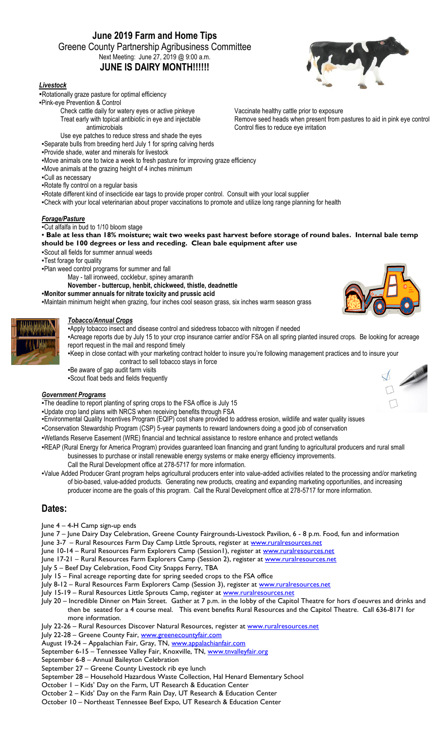# June 2019 Farm and Home Tips

## Greene County Partnership Agribusiness Committee

Next Meeting: June 27, 2019 @ 9:00 a.m.

**JUNE IS DAIRY MONTH!!!!!!**

### *Livestock*

- Rotationally graze pasture for optimal efficiency
- Pink-eye Prevention & Control
  - Check cattle daily for watery eyes or active pinkeye
  - Treat early with topical antibiotic in eye and injectable antimicrobials
  - Use eye patches to reduce stress and shade the eyes
  - Vaccinate healthy cattle prior to exposure
  - Remove seed heads when present from pastures to aid in pink eye control
  - Control flies to reduce eye irritation
- Separate bulls from breeding herd July 1 for spring calving herds
- Provide shade, water and minerals for livestock
- Move animals one to twice a week to fresh pasture for improving graze efficiency
- Move animals at the grazing height of 4 inches minimum
- Cull as necessary
- Rotate fly control on a regular basis
- Rotate different kind of insecticide ear tags to provide proper control. Consult with your local supplier
- Check with your local veterinarian about proper vaccinations to promote and utilize long range planning for health

### *Forage/Pasture*

- Cut alfalfa in bud to 1/10 bloom stage
- **Bale at less than 18% moisture; wait two weeks past harvest before storage of round bales. Internal bale temp should be 100 degrees or less and receding. Clean bale equipment after use**
- Scout all fields for summer annual weeds
- Test forage for quality
- Plan weed control programs for summer and fall
  - May - tall ironweed, cocklebur, spiney amaranth
  - **November - buttercup, henbit, chickweed, thistle, deadnettle**
- **Monitor summer annuals for nitrate toxicity and prussic acid**
- Maintain minimum height when grazing, four inches cool season grass, six inches warm season grass

### *Tobacco/Annual Crops*

- Apply tobacco insect and disease control and sidedress tobacco with nitrogen if needed
- Acreage reports due by July 15 to your crop insurance carrier and/or FSA on all spring planted insured crops. Be looking for acreage report request in the mail and respond timely
- Keep in close contact with your marketing contract holder to insure you're following management practices and to insure your contract to sell tobacco stays in force
- Be aware of gap audit farm visits
- Scout float beds and fields frequently

### *Government Programs*

- The deadline to report planting of spring crops to the FSA office is July 15
- Update crop land plans with NRCS when receiving benefits through FSA
- Environmental Quality Incentives Program (EQIP) cost share provided to address erosion, wildlife and water quality issues
- Conservation Stewardship Program (CSP) 5-year payments to reward landowners doing a good job of conservation
- Wetlands Reserve Easement (WRE) financial and technical assistance to restore enhance and protect wetlands
- REAP (Rural Energy for America Program) provides guaranteed loan financing and grant funding to agricultural producers and rural small businesses to purchase or install renewable energy systems or make energy efficiency improvements. Call the Rural Development office at 278-5717 for more information.
- Value Added Producer Grant program helps agricultural producers enter into value-added activities related to the processing and/or marketing of bio-based, value-added products. Generating new products, creating and expanding marketing opportunities, and increasing producer income are the goals of this program. Call the Rural Development office at 278-5717 for more information.

## Dates:

- June 4 – 4-H Camp sign-up ends
- June 7 – June Dairy Day Celebration, Greene County Fairgrounds-Livestock Pavilion, 6 - 8 p.m. Food, fun and information
- June 3-7 – Rural Resources Farm Day Camp Little Sprouts, register at www.ruralresources.net
- June 10-14 – Rural Resources Farm Explorers Camp (Session1), register at www.ruralresources.net
- June 17-21 – Rural Resources Farm Explorers Camp (Session 2), register at www.ruralresources.net
- July 5 – Beef Day Celebration, Food City Snapps Ferry, TBA
- July 15 – Final acreage reporting date for spring seeded crops to the FSA office
- July 8-12 – Rural Resources Farm Explorers Camp (Session 3), register at www.ruralresources.net
- July 15-19 – Rural Resources Little Sprouts Camp, register at www.ruralresources.net
- July 20 – Incredible Dinner on Main Street. Gather at 7 p.m. in the lobby of the Capitol Theatre for hors d'oeuvres and drinks and then be seated for a 4 course meal. This event benefits Rural Resources and the Capitol Theatre. Call 636-8171 for more information.
- July 22-26 – Rural Resources Discover Natural Resources, register at www.ruralresources.net
- July 22-28 – Greene County Fair, www.greenecountyfair.com
- August 19-24 – Appalachian Fair, Gray, TN, www.appalachianfair.com
- September 6-15 – Tennessee Valley Fair, Knoxville, TN, www.tnvalleyfair.org
- September 6-8 – Annual Baileyton Celebration
- September 27 – Greene County Livestock rib eye lunch
- September 28 – Household Hazardous Waste Collection, Hal Henard Elementary School
- October 1 – Kids' Day on the Farm, UT Research & Education Center
- October 2 – Kids' Day on the Farm Rain Day, UT Research & Education Center
- October 10 – Northeast Tennessee Beef Expo, UT Research & Education Center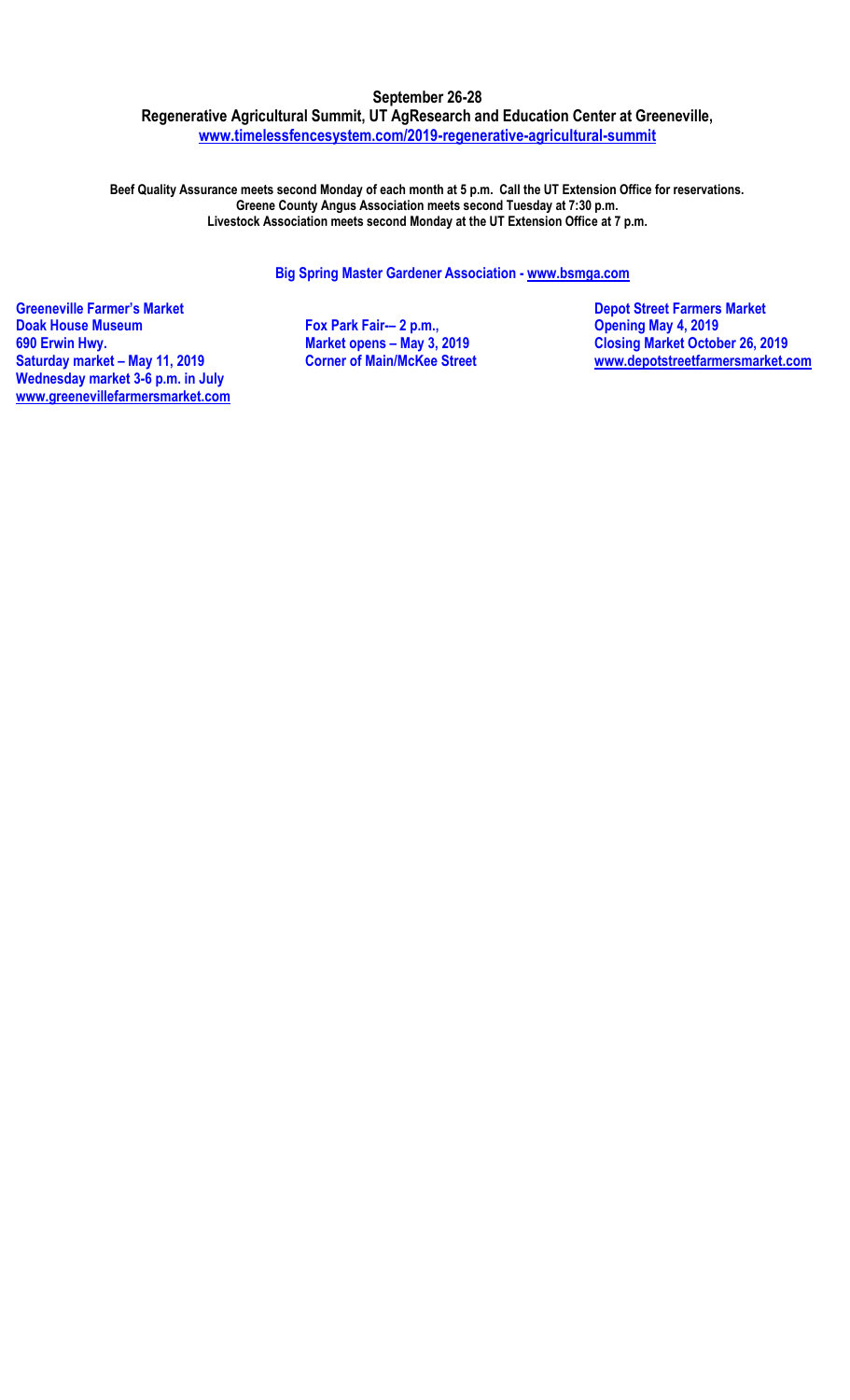**September 26-28**
**Regenerative Agricultural Summit, UT AgResearch and Education Center at Greeneville,**
**www.timelessfencesystem.com/2019-regenerative-agricultural-summit**

**Beef Quality Assurance meets second Monday of each month at 5 p.m. Call the UT Extension Office for reservations.**
**Greene County Angus Association meets second Tuesday at 7:30 p.m.**
**Livestock Association meets second Monday at the UT Extension Office at 7 p.m.**

**Big Spring Master Gardener Association - www.bsmga.com**

**Greeneville Farmer's Market**
**Doak House Museum**
**690 Erwin Hwy.**
**Saturday market – May 11, 2019**
**Wednesday market 3-6 p.m. in July**
**www.greenevillefarmersmarket.com**

**Fox Park Fair--- 2 p.m.,**
**Market opens – May 3, 2019**
**Corner of Main/McKee Street**

**Depot Street Farmers Market**
**Opening May 4, 2019**
**Closing Market October 26, 2019**
**www.depotstreetfarmersmarket.com**